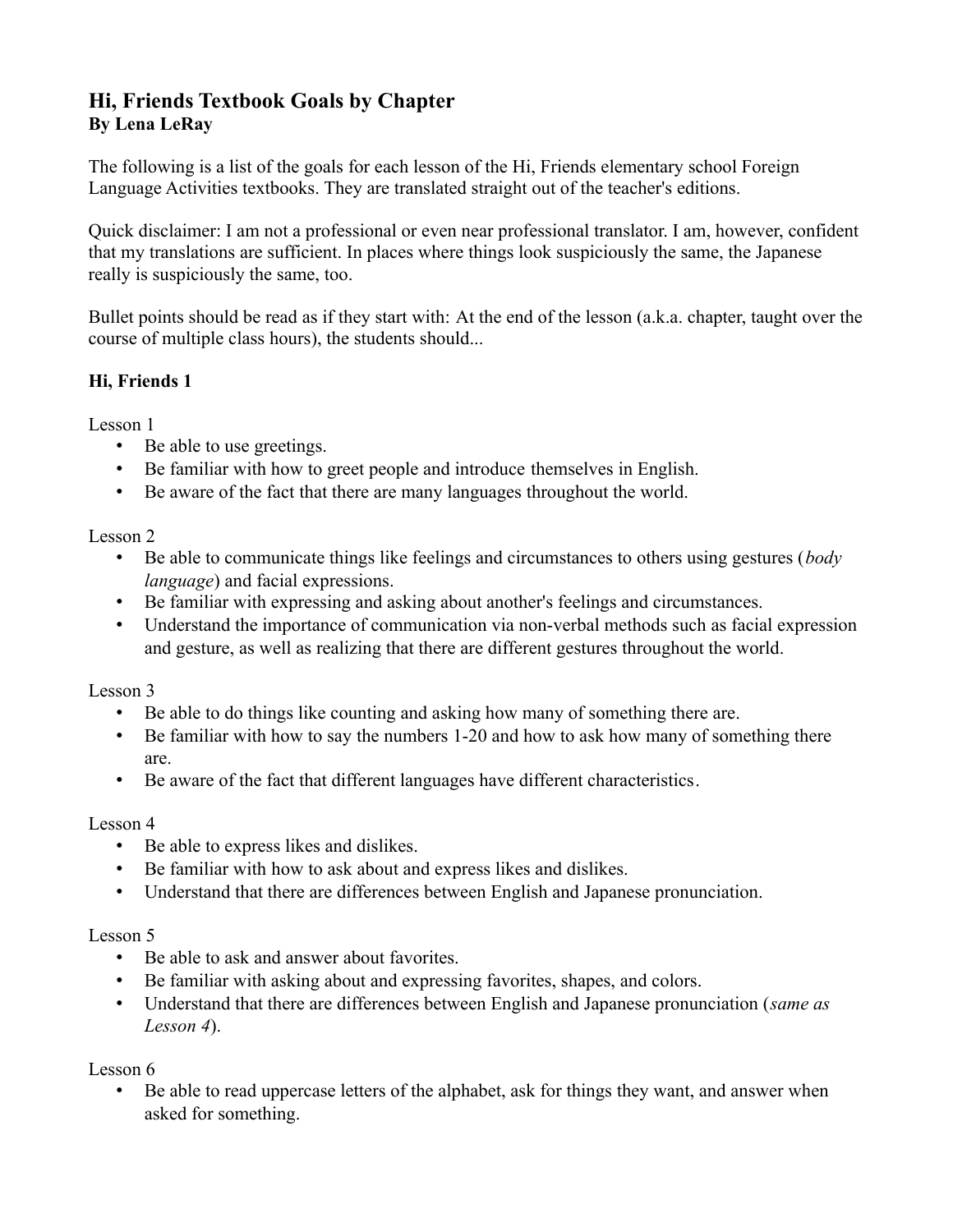# Hi, Friends Textbook Goals by Chapter
**By Lena LeRay**

The following is a list of the goals for each lesson of the Hi, Friends elementary school Foreign Language Activities textbooks. They are translated straight out of the teacher's editions.

Quick disclaimer: I am not a professional or even near professional translator. I am, however, confident that my translations are sufficient. In places where things look suspiciously the same, the Japanese really is suspiciously the same, too.

Bullet points should be read as if they start with: At the end of the lesson (a.k.a. chapter, taught over the course of multiple class hours), the students should...

## Hi, Friends 1

Lesson 1

- Be able to use greetings.
- Be familiar with how to greet people and introduce themselves in English.
- Be aware of the fact that there are many languages throughout the world.

Lesson 2

- Be able to communicate things like feelings and circumstances to others using gestures (*body language*) and facial expressions.
- Be familiar with expressing and asking about another's feelings and circumstances.
- Understand the importance of communication via non-verbal methods such as facial expression and gesture, as well as realizing that there are different gestures throughout the world.

Lesson 3

- Be able to do things like counting and asking how many of something there are.
- Be familiar with how to say the numbers 1-20 and how to ask how many of something there are.
- Be aware of the fact that different languages have different characteristics.

Lesson 4

- Be able to express likes and dislikes.
- Be familiar with how to ask about and express likes and dislikes.
- Understand that there are differences between English and Japanese pronunciation.

Lesson 5

- Be able to ask and answer about favorites.
- Be familiar with asking about and expressing favorites, shapes, and colors.
- Understand that there are differences between English and Japanese pronunciation (*same as Lesson 4*).

Lesson 6

- Be able to read uppercase letters of the alphabet, ask for things they want, and answer when asked for something.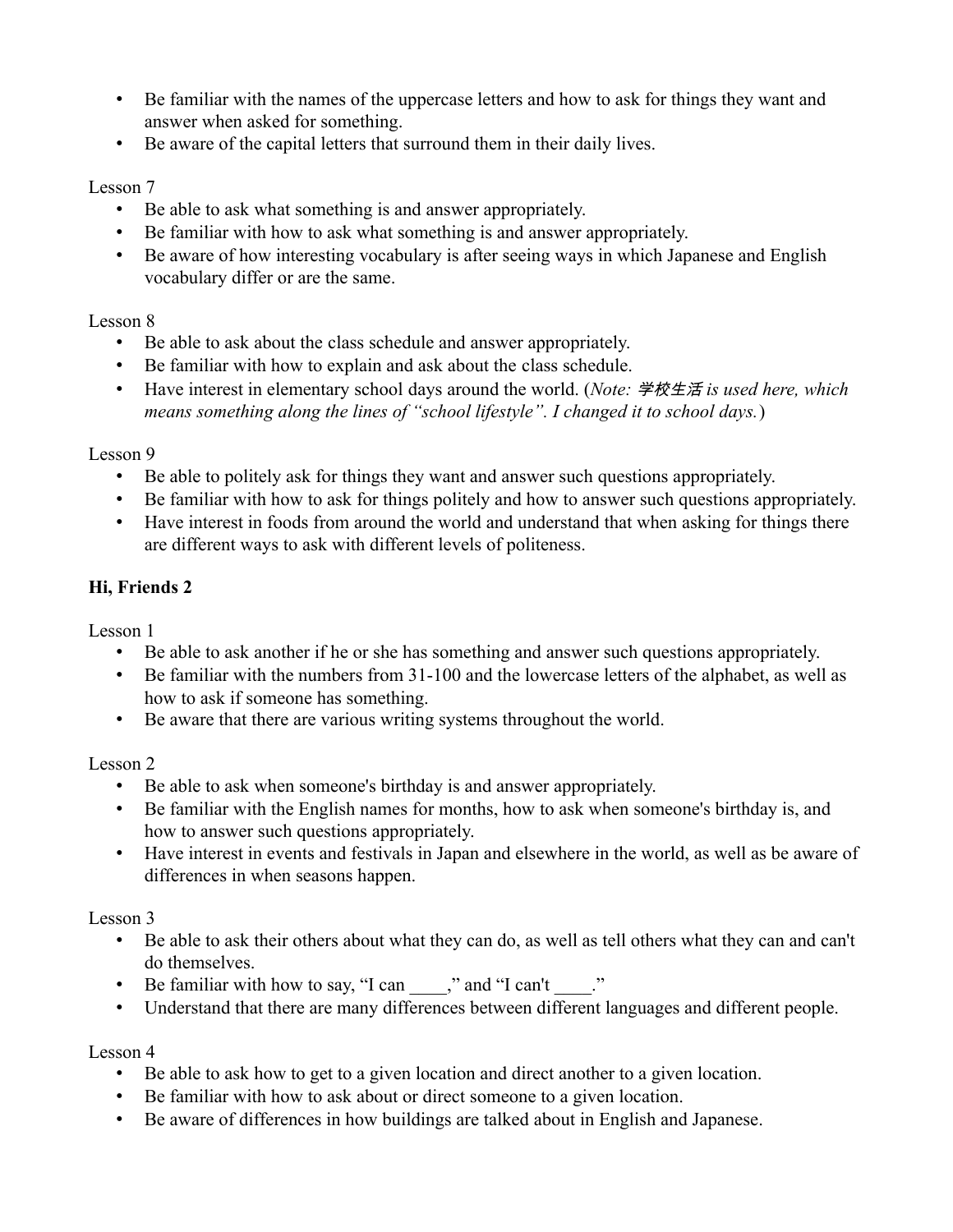- Be familiar with the names of the uppercase letters and how to ask for things they want and answer when asked for something.
- Be aware of the capital letters that surround them in their daily lives.

Lesson 7

- Be able to ask what something is and answer appropriately.
- Be familiar with how to ask what something is and answer appropriately.
- Be aware of how interesting vocabulary is after seeing ways in which Japanese and English vocabulary differ or are the same.

Lesson 8

- Be able to ask about the class schedule and answer appropriately.
- Be familiar with how to explain and ask about the class schedule.
- Have interest in elementary school days around the world. (*Note: 学校生活 is used here, which means something along the lines of "school lifestyle". I changed it to school days.*)

Lesson 9

- Be able to politely ask for things they want and answer such questions appropriately.
- Be familiar with how to ask for things politely and how to answer such questions appropriately.
- Have interest in foods from around the world and understand that when asking for things there are different ways to ask with different levels of politeness.

**Hi, Friends 2**

Lesson 1

- Be able to ask another if he or she has something and answer such questions appropriately.
- Be familiar with the numbers from 31-100 and the lowercase letters of the alphabet, as well as how to ask if someone has something.
- Be aware that there are various writing systems throughout the world.

Lesson 2

- Be able to ask when someone's birthday is and answer appropriately.
- Be familiar with the English names for months, how to ask when someone's birthday is, and how to answer such questions appropriately.
- Have interest in events and festivals in Japan and elsewhere in the world, as well as be aware of differences in when seasons happen.

Lesson 3

- Be able to ask their others about what they can do, as well as tell others what they can and can't do themselves.
- Be familiar with how to say, "I can ____," and "I can't ____."
- Understand that there are many differences between different languages and different people.

Lesson 4

- Be able to ask how to get to a given location and direct another to a given location.
- Be familiar with how to ask about or direct someone to a given location.
- Be aware of differences in how buildings are talked about in English and Japanese.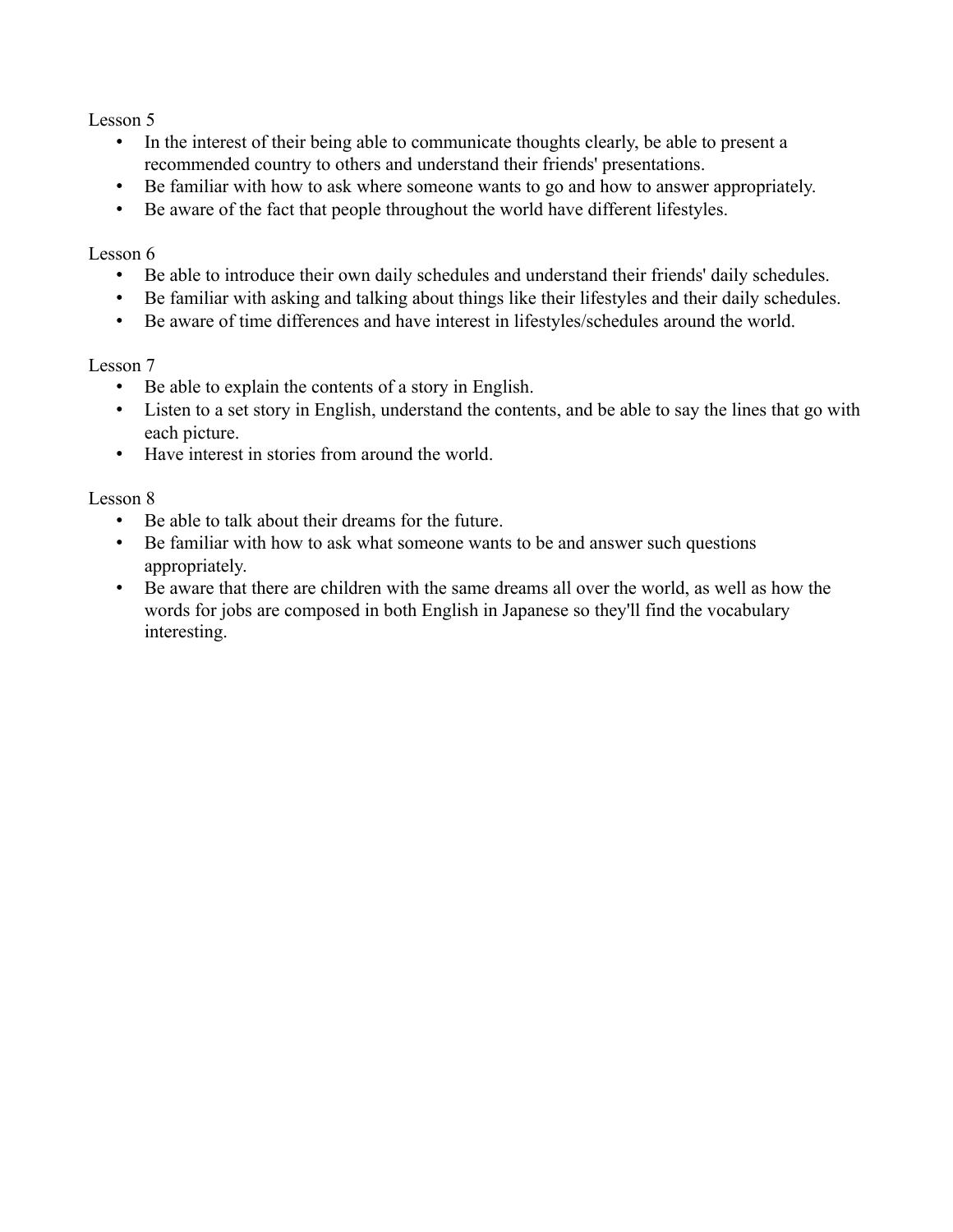Lesson 5

- In the interest of their being able to communicate thoughts clearly, be able to present a recommended country to others and understand their friends' presentations.
- Be familiar with how to ask where someone wants to go and how to answer appropriately.
- Be aware of the fact that people throughout the world have different lifestyles.

Lesson 6

- Be able to introduce their own daily schedules and understand their friends' daily schedules.
- Be familiar with asking and talking about things like their lifestyles and their daily schedules.
- Be aware of time differences and have interest in lifestyles/schedules around the world.

Lesson 7

- Be able to explain the contents of a story in English.
- Listen to a set story in English, understand the contents, and be able to say the lines that go with each picture.
- Have interest in stories from around the world.

Lesson 8

- Be able to talk about their dreams for the future.
- Be familiar with how to ask what someone wants to be and answer such questions appropriately.
- Be aware that there are children with the same dreams all over the world, as well as how the words for jobs are composed in both English in Japanese so they'll find the vocabulary interesting.